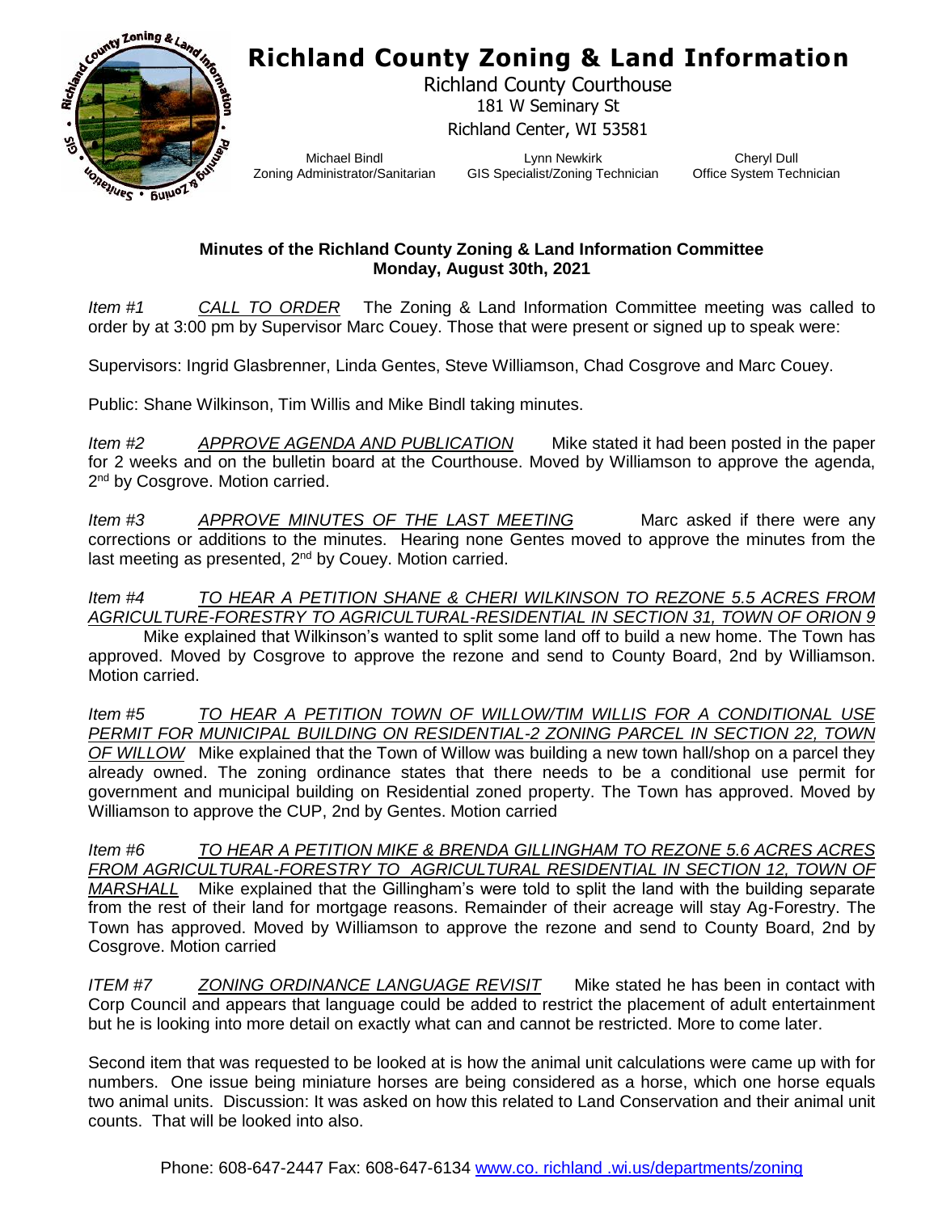# Richland County Zoning & Land Information

Richland County Courthouse
181 W Seminary St
Richland Center, WI 53581

| Michael Bindl | Lynn Newkirk | Cheryl Dull |
|---|---|---|
| Zoning Administrator/Sanitarian | GIS Specialist/Zoning Technician | Office System Technician |

**Minutes of the Richland County Zoning & Land Information Committee**
**Monday, August 30th, 2021**

*Item #1* *CALL TO ORDER* The Zoning & Land Information Committee meeting was called to order by at 3:00 pm by Supervisor Marc Couey. Those that were present or signed up to speak were:

Supervisors: Ingrid Glasbrenner, Linda Gentes, Steve Williamson, Chad Cosgrove and Marc Couey.

Public: Shane Wilkinson, Tim Willis and Mike Bindl taking minutes.

*Item #2* *APPROVE AGENDA AND PUBLICATION* Mike stated it had been posted in the paper for 2 weeks and on the bulletin board at the Courthouse. Moved by Williamson to approve the agenda, 2nd by Cosgrove. Motion carried.

*Item #3* *APPROVE MINUTES OF THE LAST MEETING* Marc asked if there were any corrections or additions to the minutes. Hearing none Gentes moved to approve the minutes from the last meeting as presented, 2nd by Couey. Motion carried.

*Item #4* *TO HEAR A PETITION SHANE & CHERI WILKINSON TO REZONE 5.5 ACRES FROM AGRICULTURE-FORESTRY TO AGRICULTURAL-RESIDENTIAL IN SECTION 31, TOWN OF ORION 9* Mike explained that Wilkinson's wanted to split some land off to build a new home. The Town has approved. Moved by Cosgrove to approve the rezone and send to County Board, 2nd by Williamson. Motion carried.

*Item #5* *TO HEAR A PETITION TOWN OF WILLOW/TIM WILLIS FOR A CONDITIONAL USE PERMIT FOR MUNICIPAL BUILDING ON RESIDENTIAL-2 ZONING PARCEL IN SECTION 22, TOWN OF WILLOW* Mike explained that the Town of Willow was building a new town hall/shop on a parcel they already owned. The zoning ordinance states that there needs to be a conditional use permit for government and municipal building on Residential zoned property. The Town has approved. Moved by Williamson to approve the CUP, 2nd by Gentes. Motion carried

*Item #6* *TO HEAR A PETITION MIKE & BRENDA GILLINGHAM TO REZONE 5.6 ACRES ACRES FROM AGRICULTURAL-FORESTRY TO AGRICULTURAL RESIDENTIAL IN SECTION 12, TOWN OF MARSHALL* Mike explained that the Gillingham's were told to split the land with the building separate from the rest of their land for mortgage reasons. Remainder of their acreage will stay Ag-Forestry. The Town has approved. Moved by Williamson to approve the rezone and send to County Board, 2nd by Cosgrove. Motion carried

*ITEM #7* *ZONING ORDINANCE LANGUAGE REVISIT* Mike stated he has been in contact with Corp Council and appears that language could be added to restrict the placement of adult entertainment but he is looking into more detail on exactly what can and cannot be restricted. More to come later.

Second item that was requested to be looked at is how the animal unit calculations were came up with for numbers. One issue being miniature horses are being considered as a horse, which one horse equals two animal units. Discussion: It was asked on how this related to Land Conservation and their animal unit counts. That will be looked into also.

Phone: 608-647-2447 Fax: 608-647-6134 www.co. richland .wi.us/departments/zoning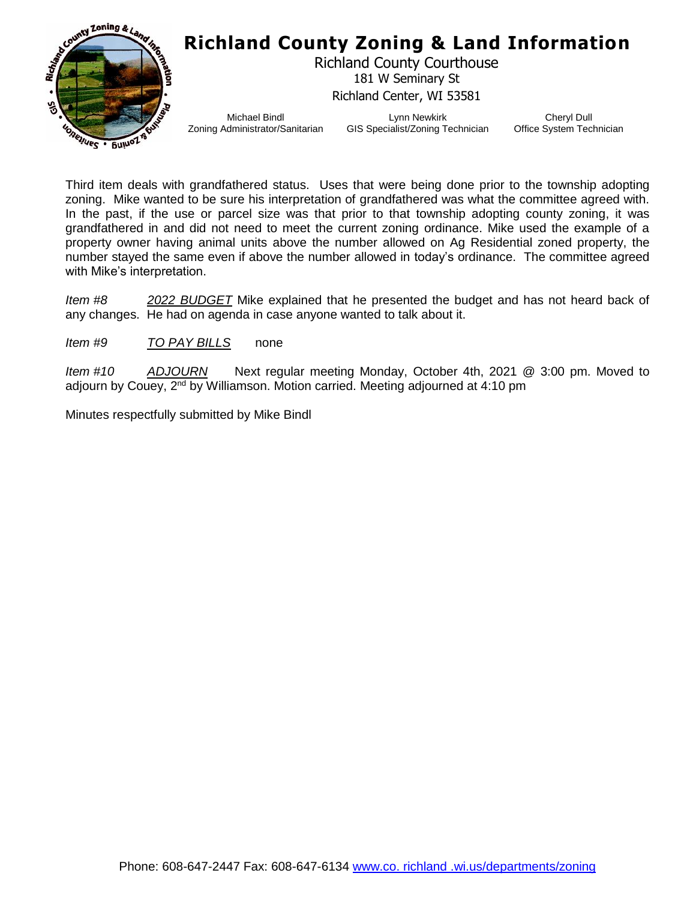Third item deals with grandfathered status. Uses that were being done prior to the township adopting zoning. Mike wanted to be sure his interpretation of grandfathered was what the committee agreed with. In the past, if the use or parcel size was that prior to that township adopting county zoning, it was grandfathered in and did not need to meet the current zoning ordinance. Mike used the example of a property owner having animal units above the number allowed on Ag Residential zoned property, the number stayed the same even if above the number allowed in today's ordinance. The committee agreed with Mike's interpretation.

*Item #8* 2022 BUDGET Mike explained that he presented the budget and has not heard back of any changes. He had on agenda in case anyone wanted to talk about it.

*Item #9* TO PAY BILLS none

*Item #10* ADJOURN Next regular meeting Monday, October 4th, 2021 @ 3:00 pm. Moved to adjourn by Couey, 2nd by Williamson. Motion carried. Meeting adjourned at 4:10 pm

Minutes respectfully submitted by Mike Bindl